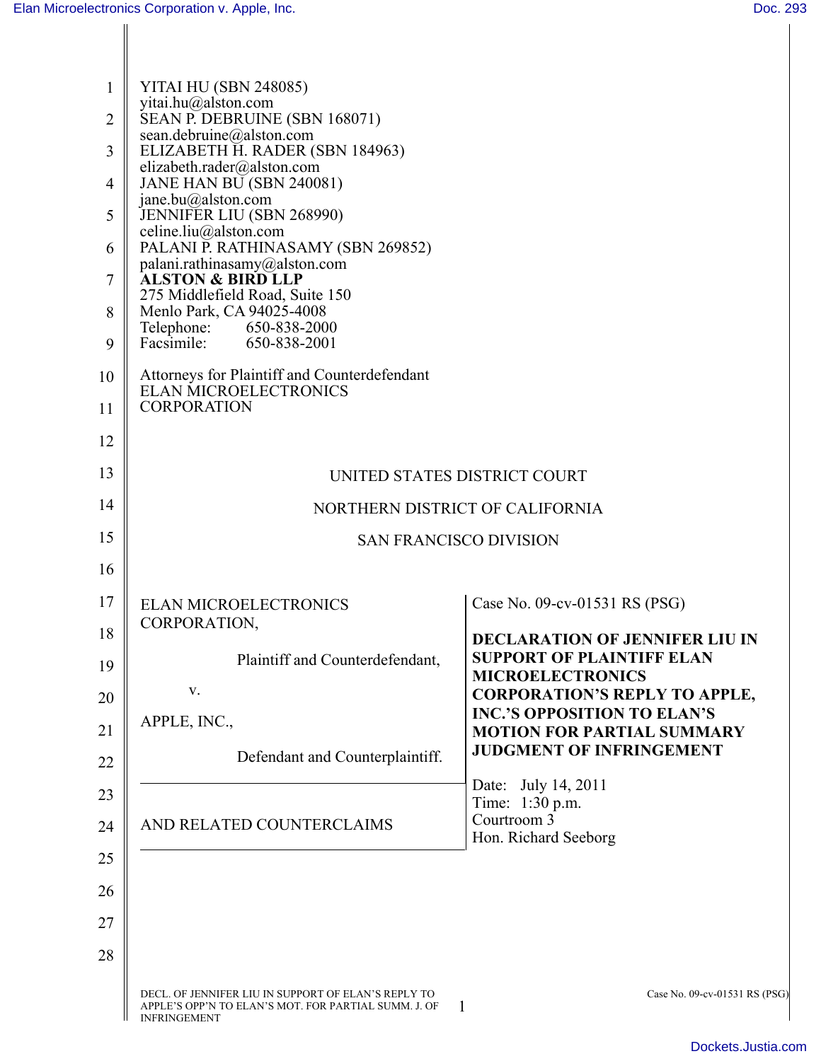YITAI HU (SBN 248085)
yitai.hu@alston.com
SEAN P. DEBRUINE (SBN 168071)
sean.debruine@alston.com
ELIZABETH H. RADER (SBN 184963)
elizabeth.rader@alston.com
JANE HAN BU (SBN 240081)
jane.bu@alston.com
JENNIFER LIU (SBN 268990)
celine.liu@alston.com
PALANI P. RATHINASAMY (SBN 269852)
palani.rathinasamy@alston.com
**ALSTON & BIRD LLP**
275 Middlefield Road, Suite 150
Menlo Park, CA 94025-4008
Telephone: 650-838-2000
Facsimile: 650-838-2001

Attorneys for Plaintiff and Counterdefendant
ELAN MICROELECTRONICS
CORPORATION

UNITED STATES DISTRICT COURT

NORTHERN DISTRICT OF CALIFORNIA

SAN FRANCISCO DIVISION

ELAN MICROELECTRONICS CORPORATION,

Plaintiff and Counterdefendant,

v.

APPLE, INC.,

Defendant and Counterplaintiff.

AND RELATED COUNTERCLAIMS

Case No. 09-cv-01531 RS (PSG)

**DECLARATION OF JENNIFER LIU IN SUPPORT OF PLAINTIFF ELAN MICROELECTRONICS CORPORATION'S REPLY TO APPLE, INC.'S OPPOSITION TO ELAN'S MOTION FOR PARTIAL SUMMARY JUDGMENT OF INFRINGEMENT**

Date: July 14, 2011
Time: 1:30 p.m.
Courtroom 3
Hon. Richard Seeborg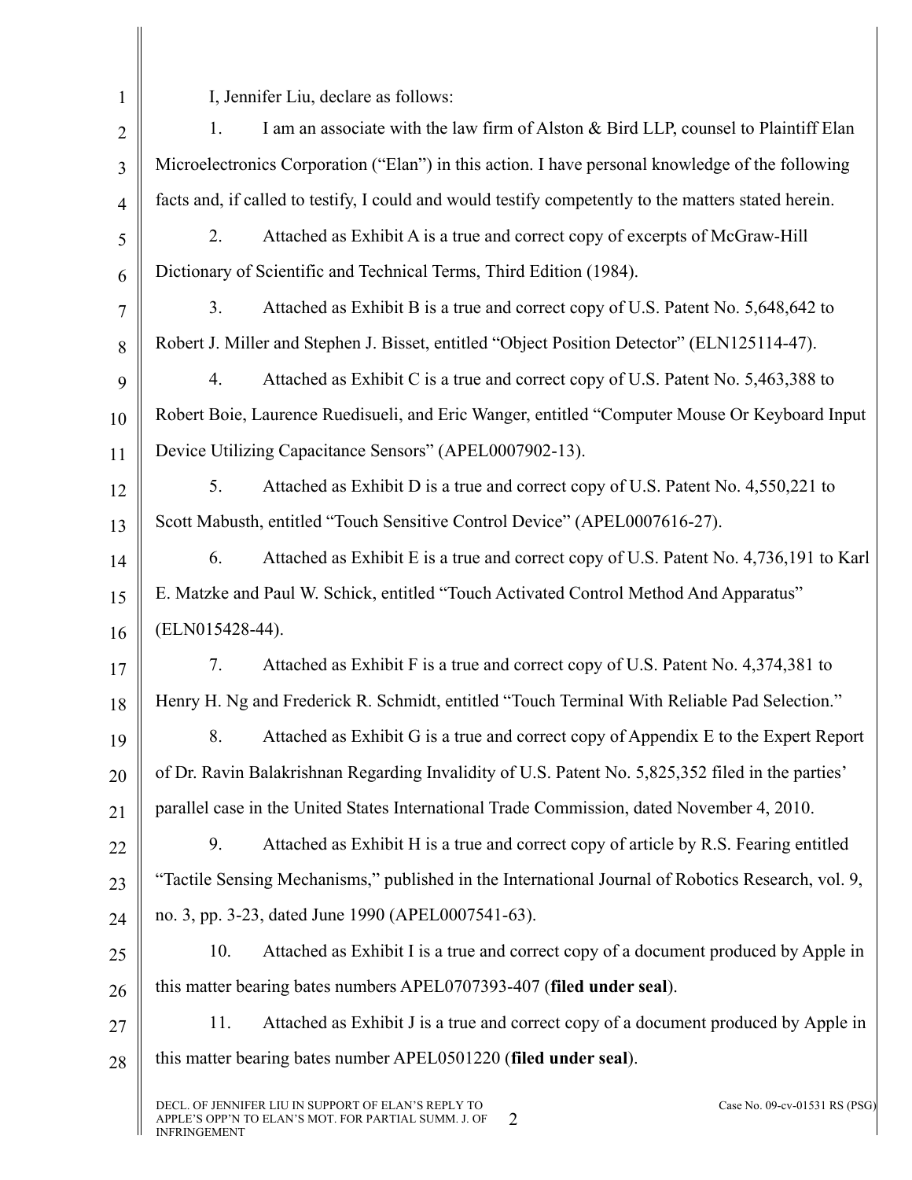I, Jennifer Liu, declare as follows:

1. I am an associate with the law firm of Alston & Bird LLP, counsel to Plaintiff Elan Microelectronics Corporation ("Elan") in this action. I have personal knowledge of the following facts and, if called to testify, I could and would testify competently to the matters stated herein.

2. Attached as Exhibit A is a true and correct copy of excerpts of McGraw-Hill Dictionary of Scientific and Technical Terms, Third Edition (1984).

3. Attached as Exhibit B is a true and correct copy of U.S. Patent No. 5,648,642 to Robert J. Miller and Stephen J. Bisset, entitled "Object Position Detector" (ELN125114-47).

4. Attached as Exhibit C is a true and correct copy of U.S. Patent No. 5,463,388 to Robert Boie, Laurence Ruedisueli, and Eric Wanger, entitled "Computer Mouse Or Keyboard Input Device Utilizing Capacitance Sensors" (APEL0007902-13).

5. Attached as Exhibit D is a true and correct copy of U.S. Patent No. 4,550,221 to Scott Mabusth, entitled "Touch Sensitive Control Device" (APEL0007616-27).

6. Attached as Exhibit E is a true and correct copy of U.S. Patent No. 4,736,191 to Karl E. Matzke and Paul W. Schick, entitled "Touch Activated Control Method And Apparatus" (ELN015428-44).

7. Attached as Exhibit F is a true and correct copy of U.S. Patent No. 4,374,381 to Henry H. Ng and Frederick R. Schmidt, entitled "Touch Terminal With Reliable Pad Selection."

8. Attached as Exhibit G is a true and correct copy of Appendix E to the Expert Report of Dr. Ravin Balakrishnan Regarding Invalidity of U.S. Patent No. 5,825,352 filed in the parties' parallel case in the United States International Trade Commission, dated November 4, 2010.

9. Attached as Exhibit H is a true and correct copy of article by R.S. Fearing entitled "Tactile Sensing Mechanisms," published in the International Journal of Robotics Research, vol. 9, no. 3, pp. 3-23, dated June 1990 (APEL0007541-63).

10. Attached as Exhibit I is a true and correct copy of a document produced by Apple in this matter bearing bates numbers APEL0707393-407 (**filed under seal**).

11. Attached as Exhibit J is a true and correct copy of a document produced by Apple in this matter bearing bates number APEL0501220 (**filed under seal**).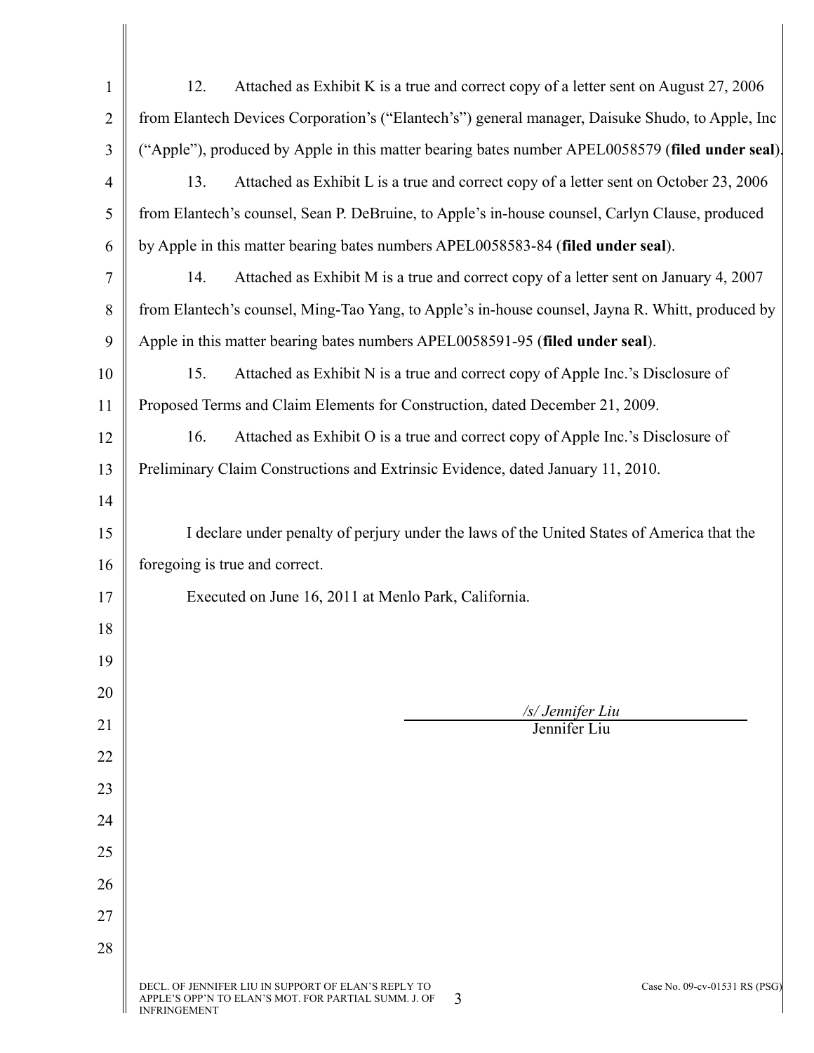12. Attached as Exhibit K is a true and correct copy of a letter sent on August 27, 2006 from Elantech Devices Corporation's ("Elantech's") general manager, Daisuke Shudo, to Apple, Inc ("Apple"), produced by Apple in this matter bearing bates number APEL0058579 (**filed under seal**).

13. Attached as Exhibit L is a true and correct copy of a letter sent on October 23, 2006 from Elantech's counsel, Sean P. DeBruine, to Apple's in-house counsel, Carlyn Clause, produced by Apple in this matter bearing bates numbers APEL0058583-84 (**filed under seal**).

14. Attached as Exhibit M is a true and correct copy of a letter sent on January 4, 2007 from Elantech's counsel, Ming-Tao Yang, to Apple's in-house counsel, Jayna R. Whitt, produced by Apple in this matter bearing bates numbers APEL0058591-95 (**filed under seal**).

15. Attached as Exhibit N is a true and correct copy of Apple Inc.'s Disclosure of Proposed Terms and Claim Elements for Construction, dated December 21, 2009.

16. Attached as Exhibit O is a true and correct copy of Apple Inc.'s Disclosure of Preliminary Claim Constructions and Extrinsic Evidence, dated January 11, 2010.

I declare under penalty of perjury under the laws of the United States of America that the foregoing is true and correct.

Executed on June 16, 2011 at Menlo Park, California.

*/s/ Jennifer Liu*
Jennifer Liu

DECL. OF JENNIFER LIU IN SUPPORT OF ELAN'S REPLY TO APPLE'S OPP'N TO ELAN'S MOT. FOR PARTIAL SUMM. J. OF INFRINGEMENT

Case No. 09-cv-01531 RS (PSG)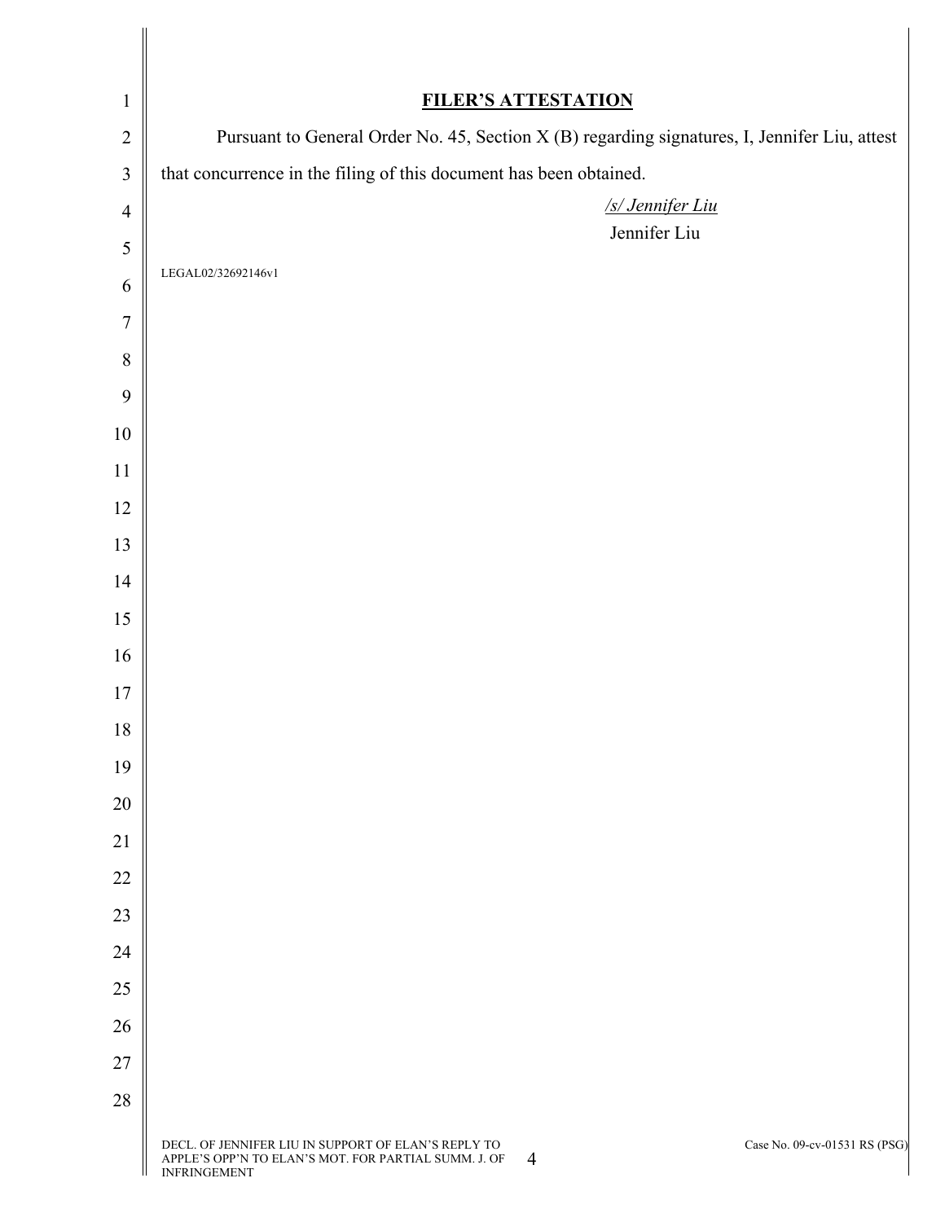## FILER'S ATTESTATION

Pursuant to General Order No. 45, Section X (B) regarding signatures, I, Jennifer Liu, attest that concurrence in the filing of this document has been obtained.

/s/ Jennifer Liu
Jennifer Liu

LEGAL02/32692146v1